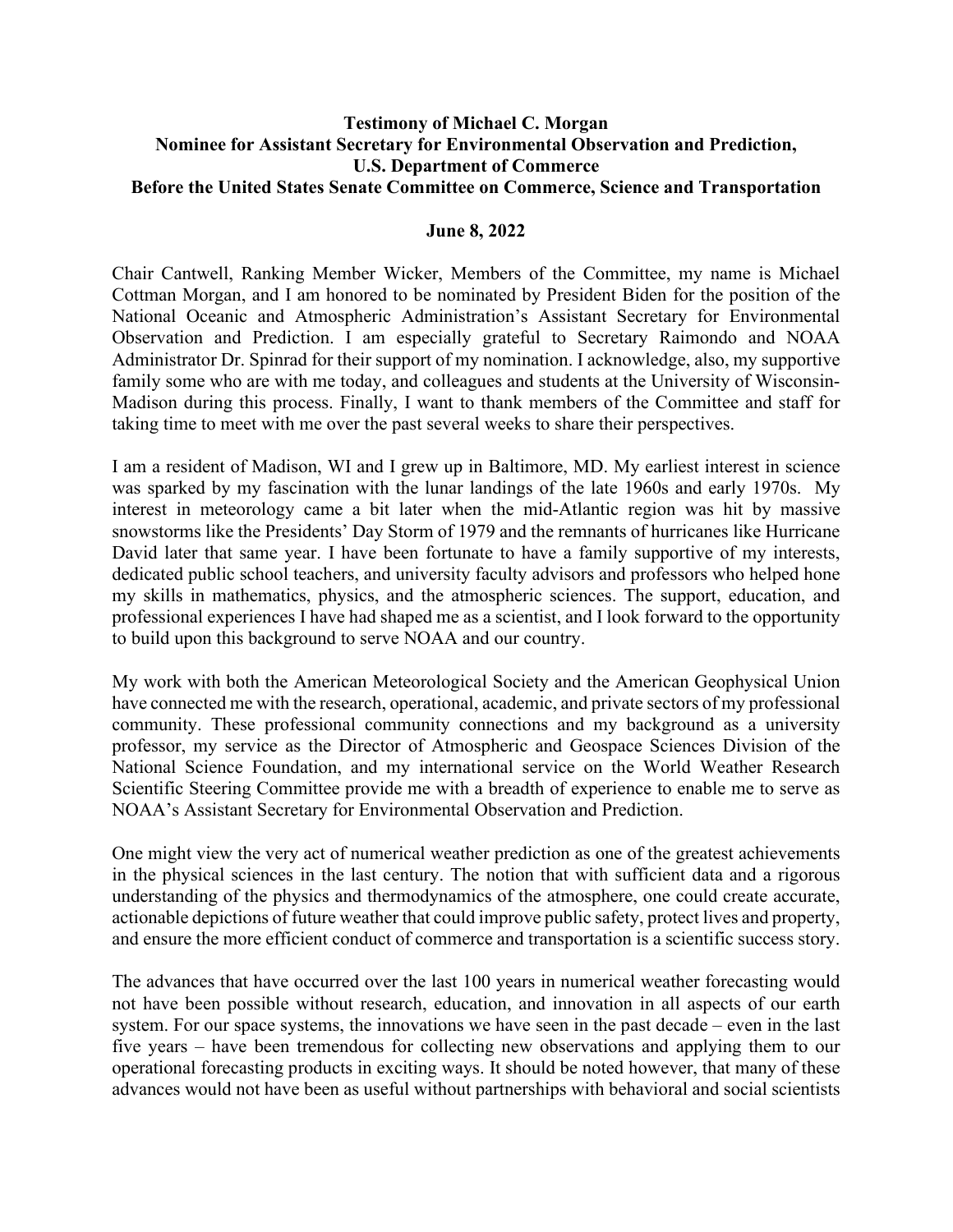**Testimony of Michael C. Morgan**
**Nominee for Assistant Secretary for Environmental Observation and Prediction,**
**U.S. Department of Commerce**
**Before the United States Senate Committee on Commerce, Science and Transportation**

**June 8, 2022**

Chair Cantwell, Ranking Member Wicker, Members of the Committee, my name is Michael Cottman Morgan, and I am honored to be nominated by President Biden for the position of the National Oceanic and Atmospheric Administration's Assistant Secretary for Environmental Observation and Prediction. I am especially grateful to Secretary Raimondo and NOAA Administrator Dr. Spinrad for their support of my nomination. I acknowledge, also, my supportive family some who are with me today, and colleagues and students at the University of Wisconsin-Madison during this process. Finally, I want to thank members of the Committee and staff for taking time to meet with me over the past several weeks to share their perspectives.

I am a resident of Madison, WI and I grew up in Baltimore, MD. My earliest interest in science was sparked by my fascination with the lunar landings of the late 1960s and early 1970s. My interest in meteorology came a bit later when the mid-Atlantic region was hit by massive snowstorms like the Presidents' Day Storm of 1979 and the remnants of hurricanes like Hurricane David later that same year. I have been fortunate to have a family supportive of my interests, dedicated public school teachers, and university faculty advisors and professors who helped hone my skills in mathematics, physics, and the atmospheric sciences. The support, education, and professional experiences I have had shaped me as a scientist, and I look forward to the opportunity to build upon this background to serve NOAA and our country.

My work with both the American Meteorological Society and the American Geophysical Union have connected me with the research, operational, academic, and private sectors of my professional community. These professional community connections and my background as a university professor, my service as the Director of Atmospheric and Geospace Sciences Division of the National Science Foundation, and my international service on the World Weather Research Scientific Steering Committee provide me with a breadth of experience to enable me to serve as NOAA's Assistant Secretary for Environmental Observation and Prediction.

One might view the very act of numerical weather prediction as one of the greatest achievements in the physical sciences in the last century. The notion that with sufficient data and a rigorous understanding of the physics and thermodynamics of the atmosphere, one could create accurate, actionable depictions of future weather that could improve public safety, protect lives and property, and ensure the more efficient conduct of commerce and transportation is a scientific success story.

The advances that have occurred over the last 100 years in numerical weather forecasting would not have been possible without research, education, and innovation in all aspects of our earth system. For our space systems, the innovations we have seen in the past decade – even in the last five years – have been tremendous for collecting new observations and applying them to our operational forecasting products in exciting ways. It should be noted however, that many of these advances would not have been as useful without partnerships with behavioral and social scientists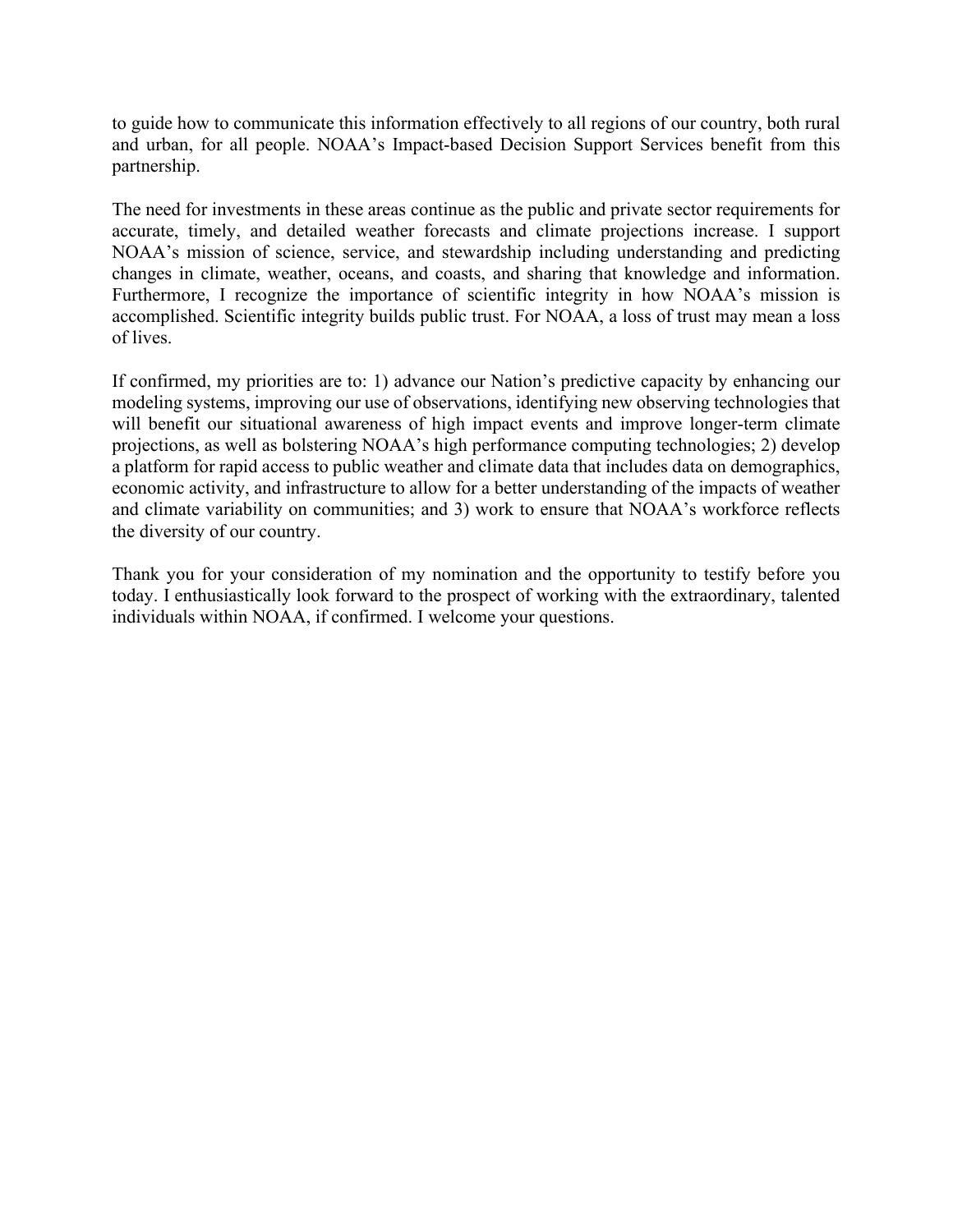to guide how to communicate this information effectively to all regions of our country, both rural and urban, for all people. NOAA's Impact-based Decision Support Services benefit from this partnership.

The need for investments in these areas continue as the public and private sector requirements for accurate, timely, and detailed weather forecasts and climate projections increase. I support NOAA's mission of science, service, and stewardship including understanding and predicting changes in climate, weather, oceans, and coasts, and sharing that knowledge and information. Furthermore, I recognize the importance of scientific integrity in how NOAA's mission is accomplished. Scientific integrity builds public trust. For NOAA, a loss of trust may mean a loss of lives.

If confirmed, my priorities are to: 1) advance our Nation's predictive capacity by enhancing our modeling systems, improving our use of observations, identifying new observing technologies that will benefit our situational awareness of high impact events and improve longer-term climate projections, as well as bolstering NOAA's high performance computing technologies; 2) develop a platform for rapid access to public weather and climate data that includes data on demographics, economic activity, and infrastructure to allow for a better understanding of the impacts of weather and climate variability on communities; and 3) work to ensure that NOAA's workforce reflects the diversity of our country.

Thank you for your consideration of my nomination and the opportunity to testify before you today. I enthusiastically look forward to the prospect of working with the extraordinary, talented individuals within NOAA, if confirmed. I welcome your questions.